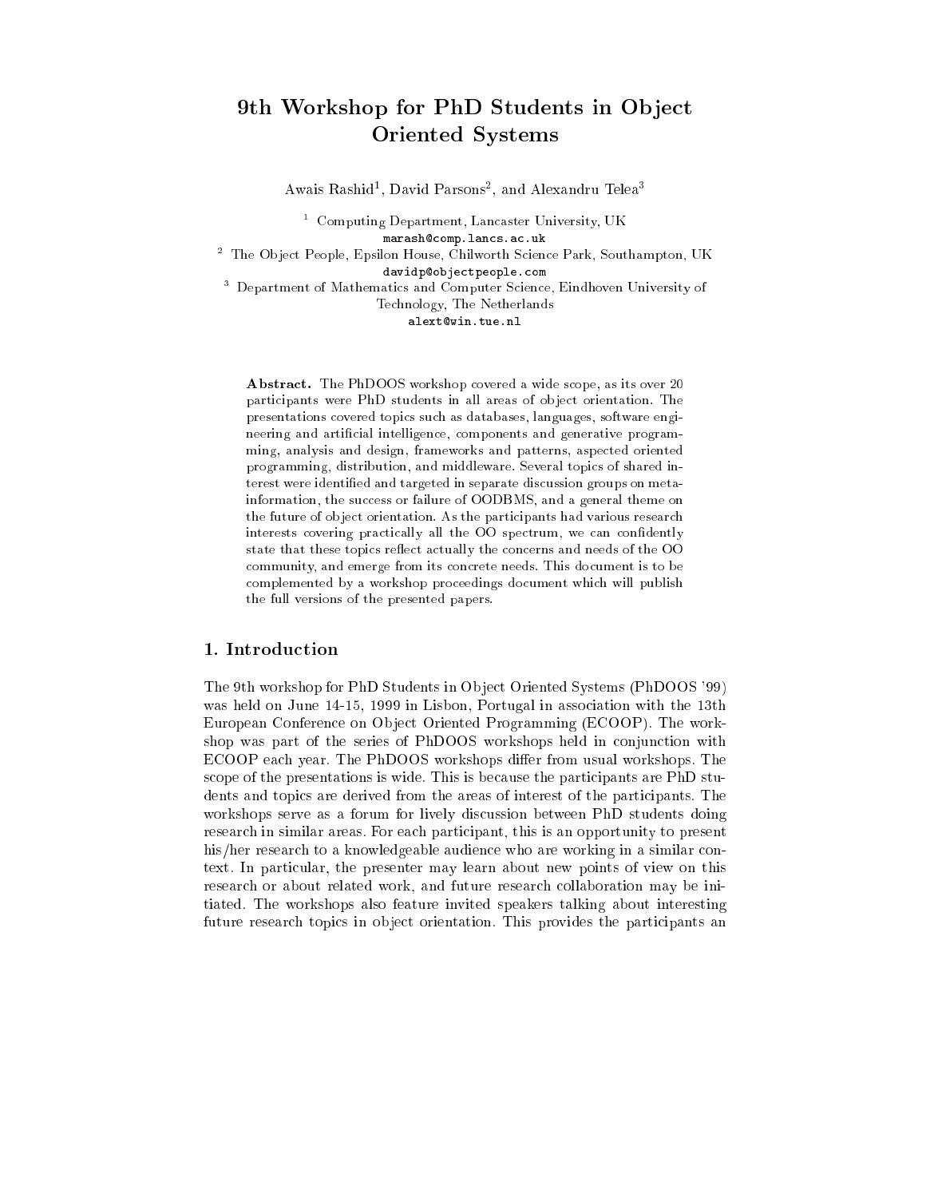# 9th Workshop for PhD Students in Object Oriented Systems

Awais Rashid[1], David Parsons[2], and Alexandru Telea[3]

[1] Computing Department, Lancaster University, UK
marash@comp.lancs.ac.uk

[2] The Object People, Epsilon House, Chilworth Science Park, Southampton, UK
davidp@objectpeople.com

[3] Department of Mathematics and Computer Science, Eindhoven University of Technology, The Netherlands
alext@win.tue.nl

**Abstract.** The PhDOOS workshop covered a wide scope, as its over 20 participants were PhD students in all areas of object orientation. The presentations covered topics such as databases, languages, software engineering and artificial intelligence, components and generative programming, analysis and design, frameworks and patterns, aspected oriented programming, distribution, and middleware. Several topics of shared interest were identified and targeted in separate discussion groups on meta-information, the success or failure of OODBMS, and a general theme on the future of object orientation. As the participants had various research interests covering practically all the OO spectrum, we can confidently state that these topics reflect actually the concerns and needs of the OO community, and emerge from its concrete needs. This document is to be complemented by a workshop proceedings document which will publish the full versions of the presented papers.

## 1. Introduction

The 9th workshop for PhD Students in Object Oriented Systems (PhDOOS '99) was held on June 14-15, 1999 in Lisbon, Portugal in association with the 13th European Conference on Object Oriented Programming (ECOOP). The workshop was part of the series of PhDOOS workshops held in conjunction with ECOOP each year. The PhDOOS workshops differ from usual workshops. The scope of the presentations is wide. This is because the participants are PhD students and topics are derived from the areas of interest of the participants. The workshops serve as a forum for lively discussion between PhD students doing research in similar areas. For each participant, this is an opportunity to present his/her research to a knowledgeable audience who are working in a similar context. In particular, the presenter may learn about new points of view on this research or about related work, and future research collaboration may be initiated. The workshops also feature invited speakers talking about interesting future research topics in object orientation. This provides the participants an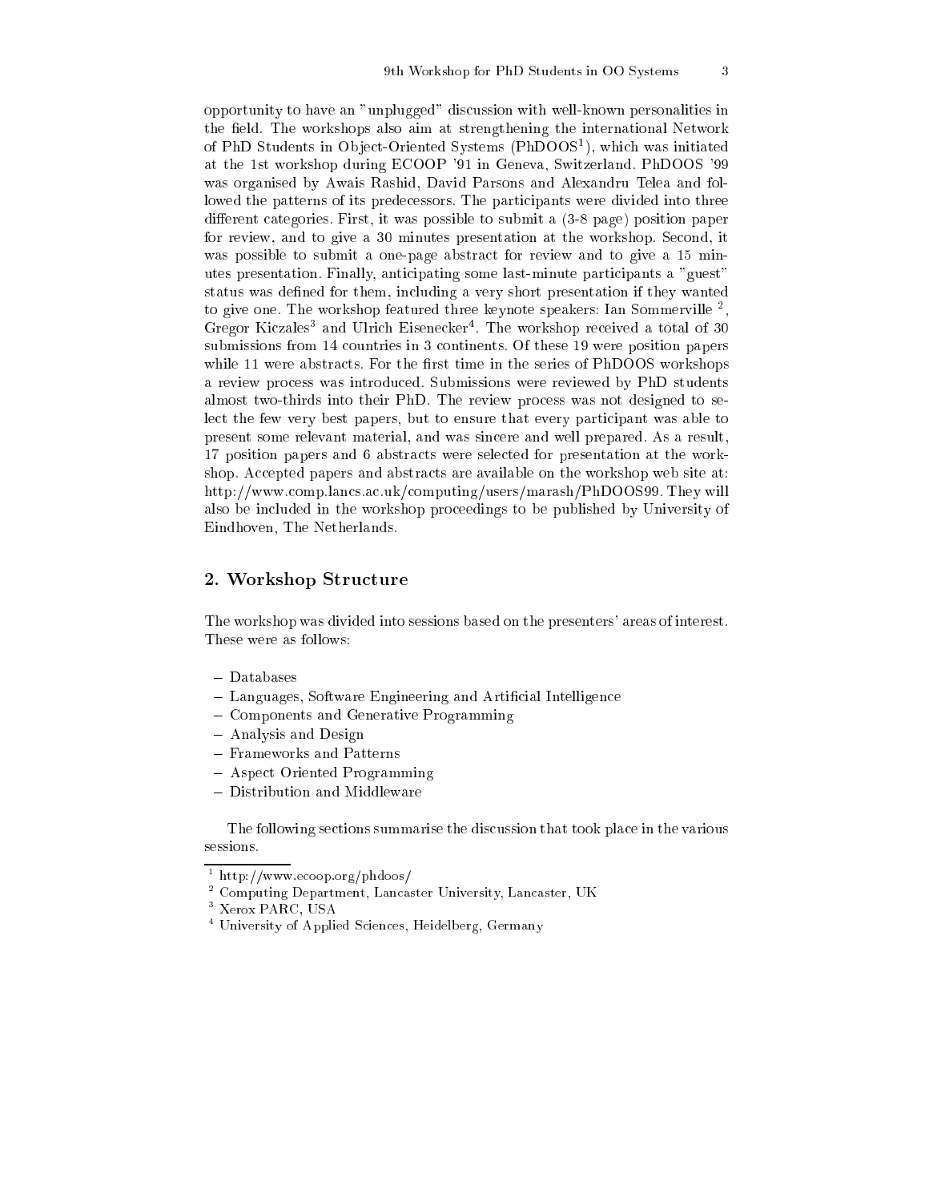opportunity to have an "unplugged" discussion with well-known personalities in the field. The workshops also aim at strengthening the international Network of PhD Students in Object-Oriented Systems (PhDOOS[1]), which was initiated at the 1st workshop during ECOOP '91 in Geneva, Switzerland. PhDOOS '99 was organised by Awais Rashid, David Parsons and Alexandru Telea and followed the patterns of its predecessors. The participants were divided into three different categories. First, it was possible to submit a (3-8 page) position paper for review, and to give a 30 minutes presentation at the workshop. Second, it was possible to submit a one-page abstract for review and to give a 15 minutes presentation. Finally, anticipating some last-minute participants a "guest" status was defined for them, including a very short presentation if they wanted to give one. The workshop featured three keynote speakers: Ian Sommerville [2], Gregor Kiczales[3] and Ulrich Eisenecker[4]. The workshop received a total of 30 submissions from 14 countries in 3 continents. Of these 19 were position papers while 11 were abstracts. For the first time in the series of PhDOOS workshops a review process was introduced. Submissions were reviewed by PhD students almost two-thirds into their PhD. The review process was not designed to select the few very best papers, but to ensure that every participant was able to present some relevant material, and was sincere and well prepared. As a result, 17 position papers and 6 abstracts were selected for presentation at the workshop. Accepted papers and abstracts are available on the workshop web site at: http://www.comp.lancs.ac.uk/computing/users/marash/PhDOOS99. They will also be included in the workshop proceedings to be published by University of Eindhoven, The Netherlands.

## 2. Workshop Structure

The workshop was divided into sessions based on the presenters' areas of interest. These were as follows:

- Databases
- Languages, Software Engineering and Artificial Intelligence
- Components and Generative Programming
- Analysis and Design
- Frameworks and Patterns
- Aspect Oriented Programming
- Distribution and Middleware

The following sections summarise the discussion that took place in the various sessions.

[1] http://www.ecoop.org/phdoos/
[2] Computing Department, Lancaster University, Lancaster, UK
[3] Xerox PARC, USA
[4] University of Applied Sciences, Heidelberg, Germany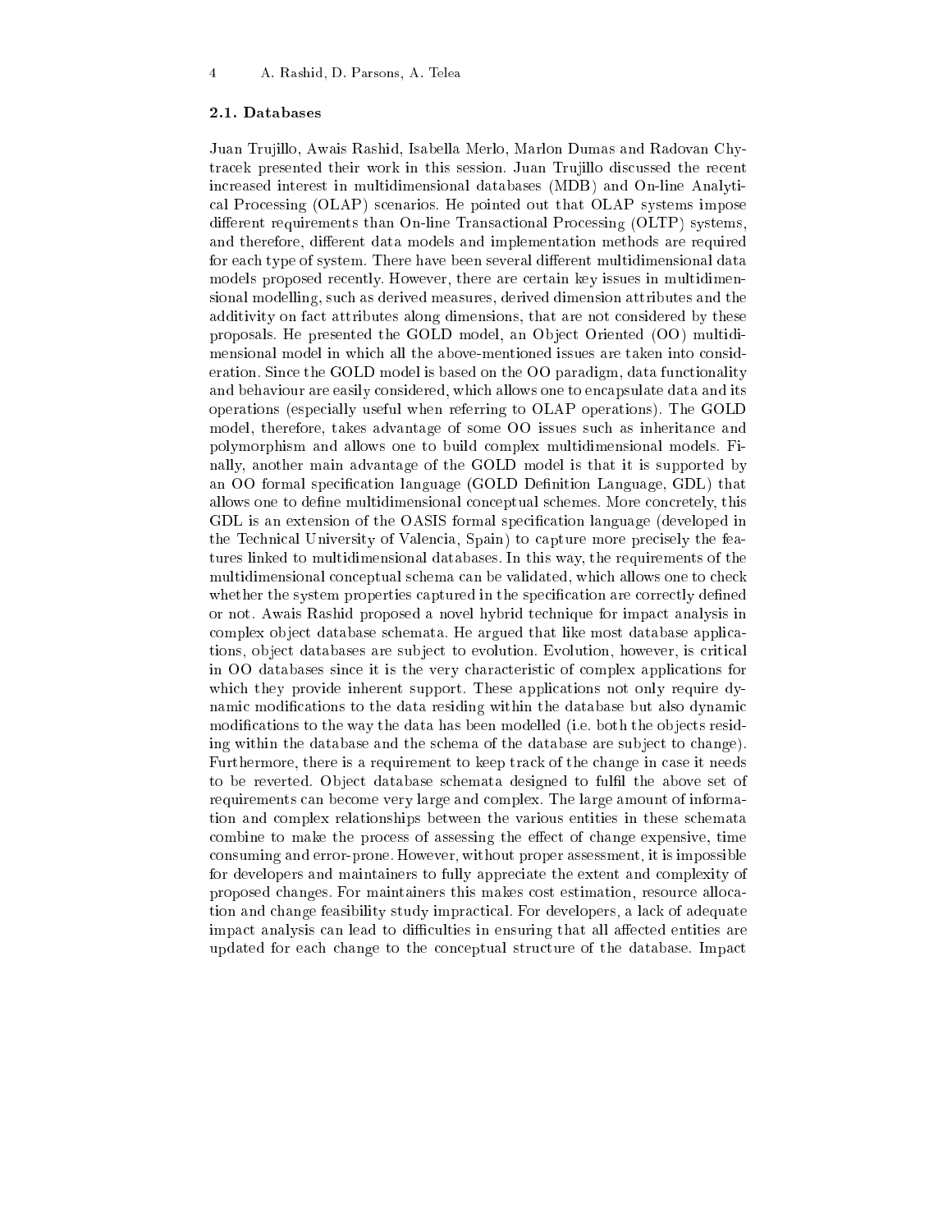### 2.1. Databases

Juan Trujillo, Awais Rashid, Isabella Merlo, Marlon Dumas and Radovan Chytracek presented their work in this session. Juan Trujillo discussed the recent increased interest in multidimensional databases (MDB) and On-line Analytical Processing (OLAP) scenarios. He pointed out that OLAP systems impose different requirements than On-line Transactional Processing (OLTP) systems, and therefore, different data models and implementation methods are required for each type of system. There have been several different multidimensional data models proposed recently. However, there are certain key issues in multidimensional modelling, such as derived measures, derived dimension attributes and the additivity on fact attributes along dimensions, that are not considered by these proposals. He presented the GOLD model, an Object Oriented (OO) multidimensional model in which all the above-mentioned issues are taken into consideration. Since the GOLD model is based on the OO paradigm, data functionality and behaviour are easily considered, which allows one to encapsulate data and its operations (especially useful when referring to OLAP operations). The GOLD model, therefore, takes advantage of some OO issues such as inheritance and polymorphism and allows one to build complex multidimensional models. Finally, another main advantage of the GOLD model is that it is supported by an OO formal specification language (GOLD Definition Language, GDL) that allows one to define multidimensional conceptual schemes. More concretely, this GDL is an extension of the OASIS formal specification language (developed in the Technical University of Valencia, Spain) to capture more precisely the features linked to multidimensional databases. In this way, the requirements of the multidimensional conceptual schema can be validated, which allows one to check whether the system properties captured in the specification are correctly defined or not. Awais Rashid proposed a novel hybrid technique for impact analysis in complex object database schemata. He argued that like most database applications, object databases are subject to evolution. Evolution, however, is critical in OO databases since it is the very characteristic of complex applications for which they provide inherent support. These applications not only require dynamic modifications to the data residing within the database but also dynamic modifications to the way the data has been modelled (i.e. both the objects residing within the database and the schema of the database are subject to change). Furthermore, there is a requirement to keep track of the change in case it needs to be reverted. Object database schemata designed to fulfil the above set of requirements can become very large and complex. The large amount of information and complex relationships between the various entities in these schemata combine to make the process of assessing the effect of change expensive, time consuming and error-prone. However, without proper assessment, it is impossible for developers and maintainers to fully appreciate the extent and complexity of proposed changes. For maintainers this makes cost estimation, resource allocation and change feasibility study impractical. For developers, a lack of adequate impact analysis can lead to difficulties in ensuring that all affected entities are updated for each change to the conceptual structure of the database. Impact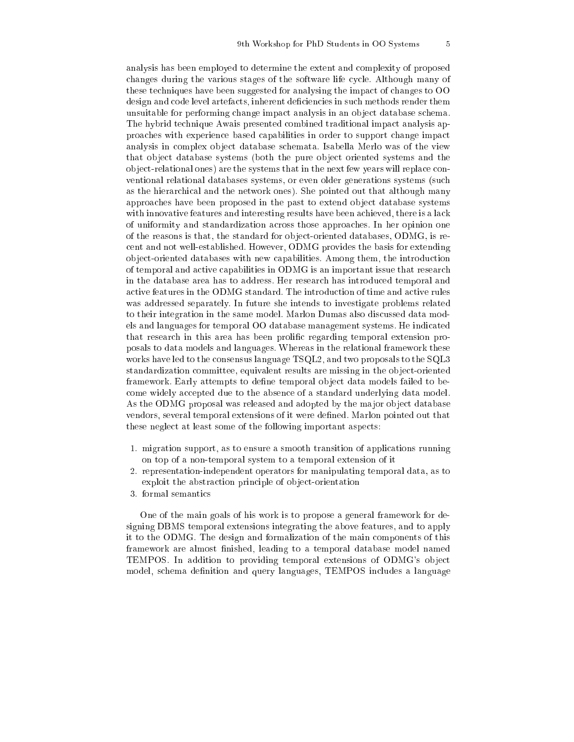analysis has been employed to determine the extent and complexity of proposed changes during the various stages of the software life cycle. Although many of these techniques have been suggested for analysing the impact of changes to OO design and code level artefacts, inherent deficiencies in such methods render them unsuitable for performing change impact analysis in an object database schema. The hybrid technique Awais presented combined traditional impact analysis approaches with experience based capabilities in order to support change impact analysis in complex object database schemata. Isabella Merlo was of the view that object database systems (both the pure object oriented systems and the object-relational ones) are the systems that in the next few years will replace conventional relational databases systems, or even older generations systems (such as the hierarchical and the network ones). She pointed out that although many approaches have been proposed in the past to extend object database systems with innovative features and interesting results have been achieved, there is a lack of uniformity and standardization across those approaches. In her opinion one of the reasons is that, the standard for object-oriented databases, ODMG, is recent and not well-established. However, ODMG provides the basis for extending object-oriented databases with new capabilities. Among them, the introduction of temporal and active capabilities in ODMG is an important issue that research in the database area has to address. Her research has introduced temporal and active features in the ODMG standard. The introduction of time and active rules was addressed separately. In future she intends to investigate problems related to their integration in the same model. Marlon Dumas also discussed data models and languages for temporal OO database management systems. He indicated that research in this area has been prolific regarding temporal extension proposals to data models and languages. Whereas in the relational framework these works have led to the consensus language TSQL2, and two proposals to the SQL3 standardization committee, equivalent results are missing in the object-oriented framework. Early attempts to define temporal object data models failed to become widely accepted due to the absence of a standard underlying data model. As the ODMG proposal was released and adopted by the major object database vendors, several temporal extensions of it were defined. Marlon pointed out that these neglect at least some of the following important aspects:

1. migration support, as to ensure a smooth transition of applications running on top of a non-temporal system to a temporal extension of it
2. representation-independent operators for manipulating temporal data, as to exploit the abstraction principle of object-orientation
3. formal semantics

One of the main goals of his work is to propose a general framework for designing DBMS temporal extensions integrating the above features, and to apply it to the ODMG. The design and formalization of the main components of this framework are almost finished, leading to a temporal database model named TEMPOS. In addition to providing temporal extensions of ODMG's object model, schema definition and query languages, TEMPOS includes a language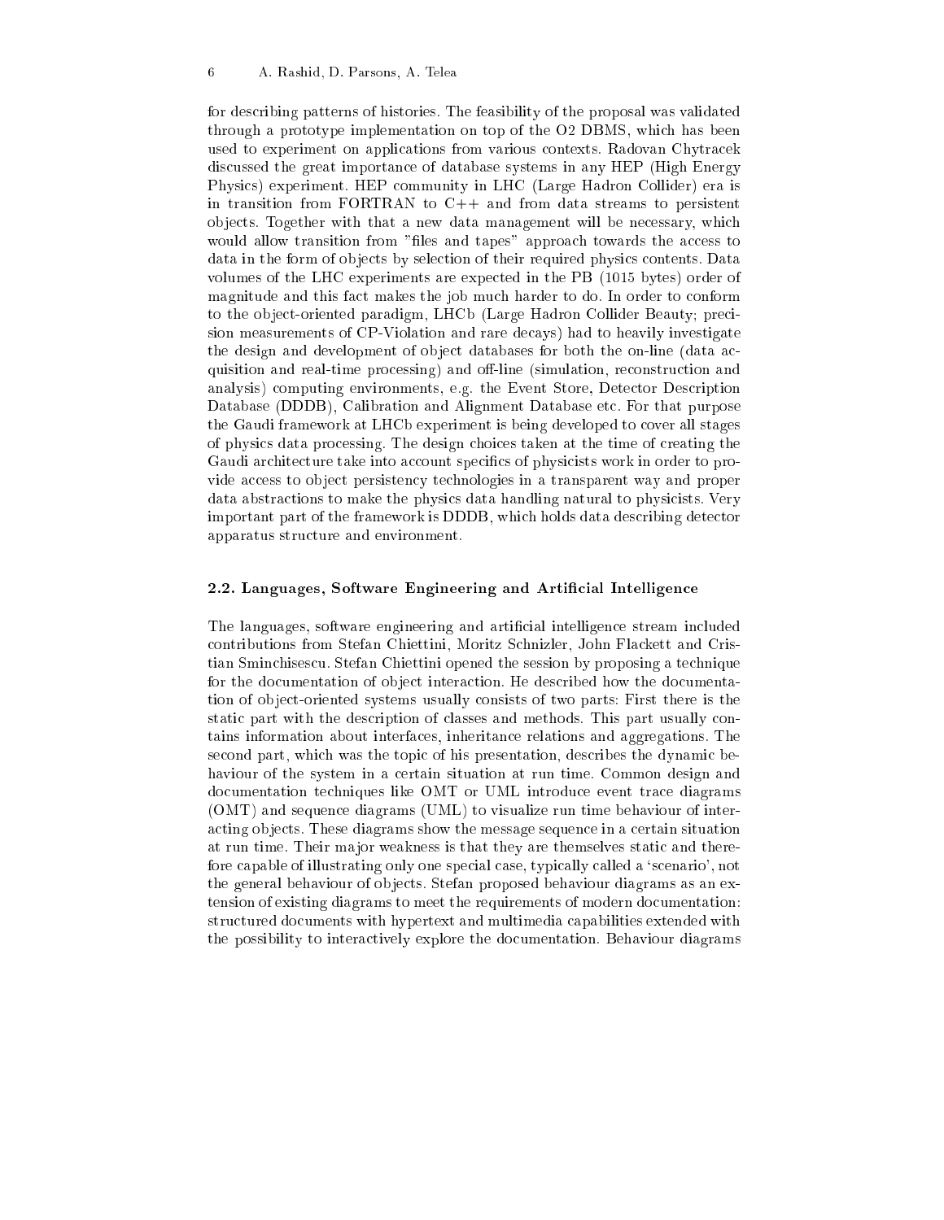for describing patterns of histories. The feasibility of the proposal was validated through a prototype implementation on top of the O2 DBMS, which has been used to experiment on applications from various contexts. Radovan Chytracek discussed the great importance of database systems in any HEP (High Energy Physics) experiment. HEP community in LHC (Large Hadron Collider) era is in transition from FORTRAN to C++ and from data streams to persistent objects. Together with that a new data management will be necessary, which would allow transition from "files and tapes" approach towards the access to data in the form of objects by selection of their required physics contents. Data volumes of the LHC experiments are expected in the PB (1015 bytes) order of magnitude and this fact makes the job much harder to do. In order to conform to the object-oriented paradigm, LHCb (Large Hadron Collider Beauty; precision measurements of CP-Violation and rare decays) had to heavily investigate the design and development of object databases for both the on-line (data acquisition and real-time processing) and off-line (simulation, reconstruction and analysis) computing environments, e.g. the Event Store, Detector Description Database (DDDB), Calibration and Alignment Database etc. For that purpose the Gaudi framework at LHCb experiment is being developed to cover all stages of physics data processing. The design choices taken at the time of creating the Gaudi architecture take into account specifics of physicists work in order to provide access to object persistency technologies in a transparent way and proper data abstractions to make the physics data handling natural to physicists. Very important part of the framework is DDDB, which holds data describing detector apparatus structure and environment.

### 2.2. Languages, Software Engineering and Artificial Intelligence

The languages, software engineering and artificial intelligence stream included contributions from Stefan Chiettini, Moritz Schnizler, John Flackett and Cristian Sminchisescu. Stefan Chiettini opened the session by proposing a technique for the documentation of object interaction. He described how the documentation of object-oriented systems usually consists of two parts: First there is the static part with the description of classes and methods. This part usually contains information about interfaces, inheritance relations and aggregations. The second part, which was the topic of his presentation, describes the dynamic behaviour of the system in a certain situation at run time. Common design and documentation techniques like OMT or UML introduce event trace diagrams (OMT) and sequence diagrams (UML) to visualize run time behaviour of interacting objects. These diagrams show the message sequence in a certain situation at run time. Their major weakness is that they are themselves static and therefore capable of illustrating only one special case, typically called a 'scenario', not the general behaviour of objects. Stefan proposed behaviour diagrams as an extension of existing diagrams to meet the requirements of modern documentation: structured documents with hypertext and multimedia capabilities extended with the possibility to interactively explore the documentation. Behaviour diagrams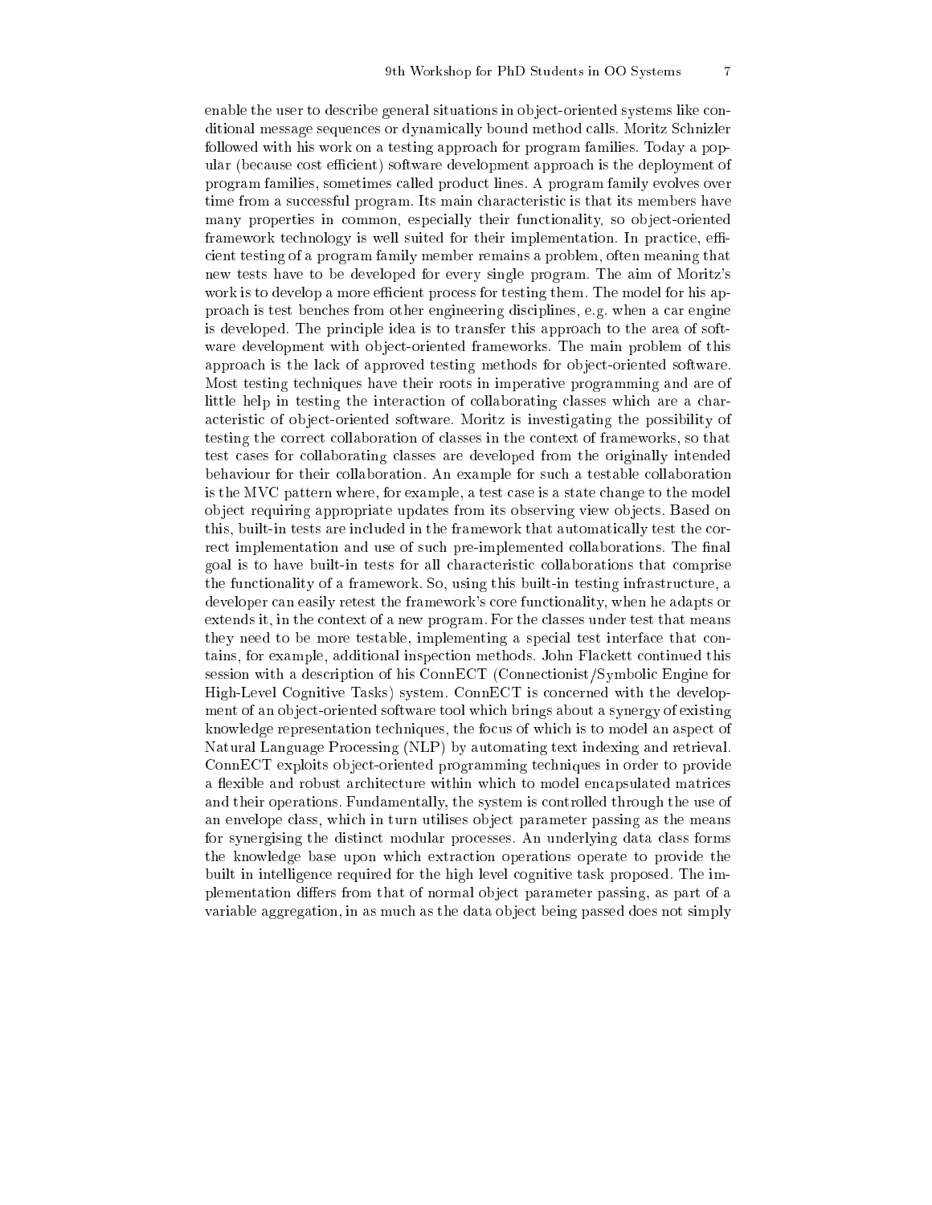enable the user to describe general situations in object-oriented systems like conditional message sequences or dynamically bound method calls. Moritz Schnizler followed with his work on a testing approach for program families. Today a popular (because cost efficient) software development approach is the deployment of program families, sometimes called product lines. A program family evolves over time from a successful program. Its main characteristic is that its members have many properties in common, especially their functionality, so object-oriented framework technology is well suited for their implementation. In practice, efficient testing of a program family member remains a problem, often meaning that new tests have to be developed for every single program. The aim of Moritz's work is to develop a more efficient process for testing them. The model for his approach is test benches from other engineering disciplines, e.g. when a car engine is developed. The principle idea is to transfer this approach to the area of software development with object-oriented frameworks. The main problem of this approach is the lack of approved testing methods for object-oriented software. Most testing techniques have their roots in imperative programming and are of little help in testing the interaction of collaborating classes which are a characteristic of object-oriented software. Moritz is investigating the possibility of testing the correct collaboration of classes in the context of frameworks, so that test cases for collaborating classes are developed from the originally intended behaviour for their collaboration. An example for such a testable collaboration is the MVC pattern where, for example, a test case is a state change to the model object requiring appropriate updates from its observing view objects. Based on this, built-in tests are included in the framework that automatically test the correct implementation and use of such pre-implemented collaborations. The final goal is to have built-in tests for all characteristic collaborations that comprise the functionality of a framework. So, using this built-in testing infrastructure, a developer can easily retest the framework's core functionality, when he adapts or extends it, in the context of a new program. For the classes under test that means they need to be more testable, implementing a special test interface that contains, for example, additional inspection methods. John Flackett continued this session with a description of his ConnECT (Connectionist/Symbolic Engine for High-Level Cognitive Tasks) system. ConnECT is concerned with the development of an object-oriented software tool which brings about a synergy of existing knowledge representation techniques, the focus of which is to model an aspect of Natural Language Processing (NLP) by automating text indexing and retrieval. ConnECT exploits object-oriented programming techniques in order to provide a flexible and robust architecture within which to model encapsulated matrices and their operations. Fundamentally, the system is controlled through the use of an envelope class, which in turn utilises object parameter passing as the means for synergising the distinct modular processes. An underlying data class forms the knowledge base upon which extraction operations operate to provide the built in intelligence required for the high level cognitive task proposed. The implementation differs from that of normal object parameter passing, as part of a variable aggregation, in as much as the data object being passed does not simply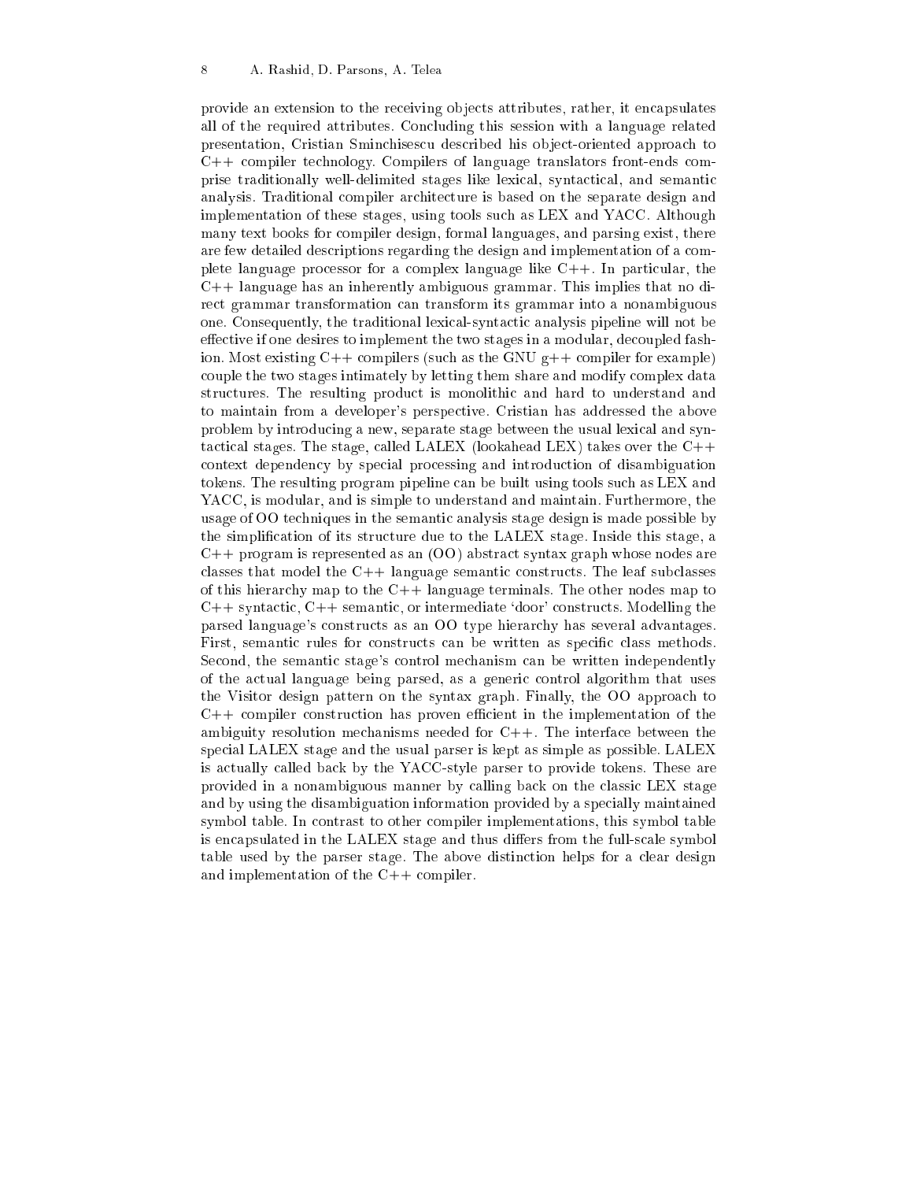provide an extension to the receiving objects attributes, rather, it encapsulates all of the required attributes. Concluding this session with a language related presentation, Cristian Sminchisescu described his object-oriented approach to C++ compiler technology. Compilers of language translators front-ends comprise traditionally well-delimited stages like lexical, syntactical, and semantic analysis. Traditional compiler architecture is based on the separate design and implementation of these stages, using tools such as LEX and YACC. Although many text books for compiler design, formal languages, and parsing exist, there are few detailed descriptions regarding the design and implementation of a complete language processor for a complex language like C++. In particular, the C++ language has an inherently ambiguous grammar. This implies that no direct grammar transformation can transform its grammar into a nonambiguous one. Consequently, the traditional lexical-syntactic analysis pipeline will not be effective if one desires to implement the two stages in a modular, decoupled fashion. Most existing C++ compilers (such as the GNU g++ compiler for example) couple the two stages intimately by letting them share and modify complex data structures. The resulting product is monolithic and hard to understand and to maintain from a developer's perspective. Cristian has addressed the above problem by introducing a new, separate stage between the usual lexical and syntactical stages. The stage, called LALEX (lookahead LEX) takes over the C++ context dependency by special processing and introduction of disambiguation tokens. The resulting program pipeline can be built using tools such as LEX and YACC, is modular, and is simple to understand and maintain. Furthermore, the usage of OO techniques in the semantic analysis stage design is made possible by the simplification of its structure due to the LALEX stage. Inside this stage, a C++ program is represented as an (OO) abstract syntax graph whose nodes are classes that model the C++ language semantic constructs. The leaf subclasses of this hierarchy map to the C++ language terminals. The other nodes map to C++ syntactic, C++ semantic, or intermediate 'door' constructs. Modelling the parsed language's constructs as an OO type hierarchy has several advantages. First, semantic rules for constructs can be written as specific class methods. Second, the semantic stage's control mechanism can be written independently of the actual language being parsed, as a generic control algorithm that uses the Visitor design pattern on the syntax graph. Finally, the OO approach to C++ compiler construction has proven efficient in the implementation of the ambiguity resolution mechanisms needed for C++. The interface between the special LALEX stage and the usual parser is kept as simple as possible. LALEX is actually called back by the YACC-style parser to provide tokens. These are provided in a nonambiguous manner by calling back on the classic LEX stage and by using the disambiguation information provided by a specially maintained symbol table. In contrast to other compiler implementations, this symbol table is encapsulated in the LALEX stage and thus differs from the full-scale symbol table used by the parser stage. The above distinction helps for a clear design and implementation of the C++ compiler.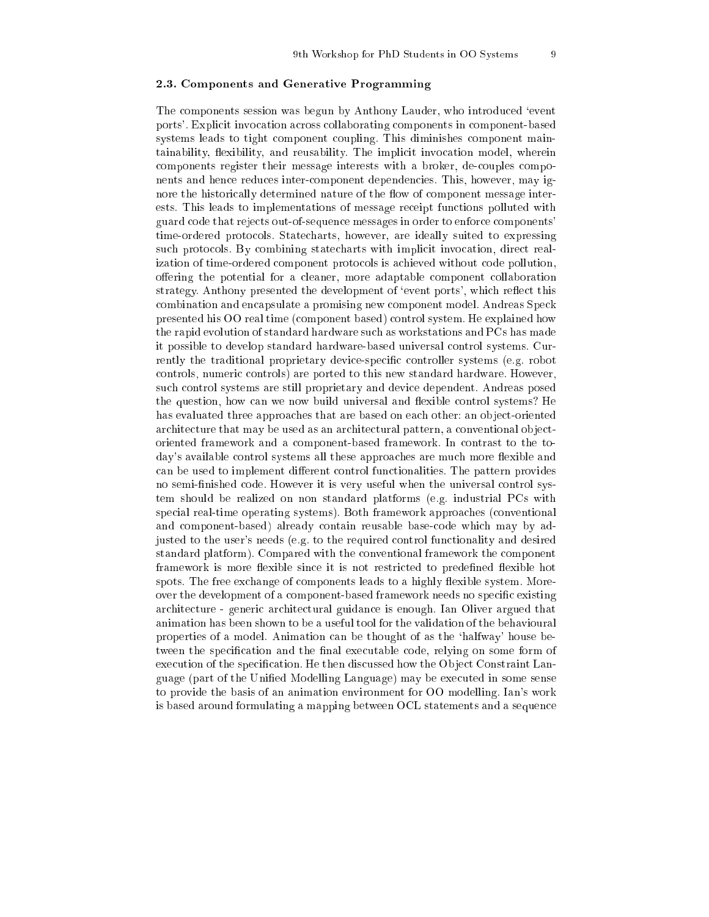### 2.3. Components and Generative Programming

The components session was begun by Anthony Lauder, who introduced 'event ports'. Explicit invocation across collaborating components in component-based systems leads to tight component coupling. This diminishes component maintainability, flexibility, and reusability. The implicit invocation model, wherein components register their message interests with a broker, de-couples components and hence reduces inter-component dependencies. This, however, may ignore the historically determined nature of the flow of component message interests. This leads to implementations of message receipt functions polluted with guard code that rejects out-of-sequence messages in order to enforce components' time-ordered protocols. Statecharts, however, are ideally suited to expressing such protocols. By combining statecharts with implicit invocation, direct realization of time-ordered component protocols is achieved without code pollution, offering the potential for a cleaner, more adaptable component collaboration strategy. Anthony presented the development of 'event ports', which reflect this combination and encapsulate a promising new component model. Andreas Speck presented his OO real time (component based) control system. He explained how the rapid evolution of standard hardware such as workstations and PCs has made it possible to develop standard hardware-based universal control systems. Currently the traditional proprietary device-specific controller systems (e.g. robot controls, numeric controls) are ported to this new standard hardware. However, such control systems are still proprietary and device dependent. Andreas posed the question, how can we now build universal and flexible control systems? He has evaluated three approaches that are based on each other: an object-oriented architecture that may be used as an architectural pattern, a conventional object-oriented framework and a component-based framework. In contrast to the today's available control systems all these approaches are much more flexible and can be used to implement different control functionalities. The pattern provides no semi-finished code. However it is very useful when the universal control system should be realized on non standard platforms (e.g. industrial PCs with special real-time operating systems). Both framework approaches (conventional and component-based) already contain reusable base-code which may by adjusted to the user's needs (e.g. to the required control functionality and desired standard platform). Compared with the conventional framework the component framework is more flexible since it is not restricted to predefined flexible hot spots. The free exchange of components leads to a highly flexible system. Moreover the development of a component-based framework needs no specific existing architecture - generic architectural guidance is enough. Ian Oliver argued that animation has been shown to be a useful tool for the validation of the behavioural properties of a model. Animation can be thought of as the 'halfway' house between the specification and the final executable code, relying on some form of execution of the specification. He then discussed how the Object Constraint Language (part of the Unified Modelling Language) may be executed in some sense to provide the basis of an animation environment for OO modelling. Ian's work is based around formulating a mapping between OCL statements and a sequence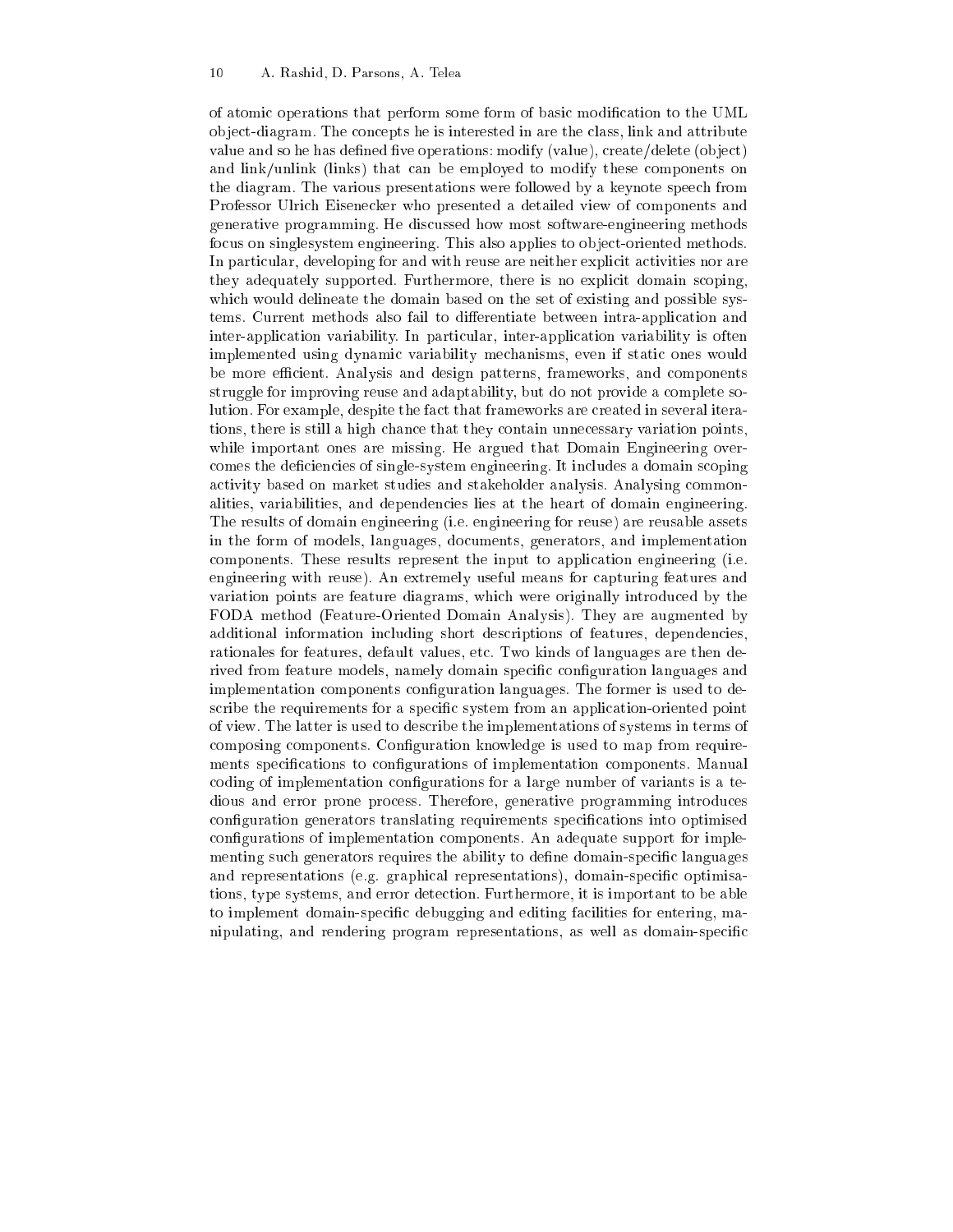of atomic operations that perform some form of basic modification to the UML object-diagram. The concepts he is interested in are the class, link and attribute value and so he has defined five operations: modify (value), create/delete (object) and link/unlink (links) that can be employed to modify these components on the diagram. The various presentations were followed by a keynote speech from Professor Ulrich Eisenecker who presented a detailed view of components and generative programming. He discussed how most software-engineering methods focus on singlesystem engineering. This also applies to object-oriented methods. In particular, developing for and with reuse are neither explicit activities nor are they adequately supported. Furthermore, there is no explicit domain scoping, which would delineate the domain based on the set of existing and possible systems. Current methods also fail to differentiate between intra-application and inter-application variability. In particular, inter-application variability is often implemented using dynamic variability mechanisms, even if static ones would be more efficient. Analysis and design patterns, frameworks, and components struggle for improving reuse and adaptability, but do not provide a complete solution. For example, despite the fact that frameworks are created in several iterations, there is still a high chance that they contain unnecessary variation points, while important ones are missing. He argued that Domain Engineering overcomes the deficiencies of single-system engineering. It includes a domain scoping activity based on market studies and stakeholder analysis. Analysing commonalities, variabilities, and dependencies lies at the heart of domain engineering. The results of domain engineering (i.e. engineering for reuse) are reusable assets in the form of models, languages, documents, generators, and implementation components. These results represent the input to application engineering (i.e. engineering with reuse). An extremely useful means for capturing features and variation points are feature diagrams, which were originally introduced by the FODA method (Feature-Oriented Domain Analysis). They are augmented by additional information including short descriptions of features, dependencies, rationales for features, default values, etc. Two kinds of languages are then derived from feature models, namely domain specific configuration languages and implementation components configuration languages. The former is used to describe the requirements for a specific system from an application-oriented point of view. The latter is used to describe the implementations of systems in terms of composing components. Configuration knowledge is used to map from requirements specifications to configurations of implementation components. Manual coding of implementation configurations for a large number of variants is a tedious and error prone process. Therefore, generative programming introduces configuration generators translating requirements specifications into optimised configurations of implementation components. An adequate support for implementing such generators requires the ability to define domain-specific languages and representations (e.g. graphical representations), domain-specific optimisations, type systems, and error detection. Furthermore, it is important to be able to implement domain-specific debugging and editing facilities for entering, manipulating, and rendering program representations, as well as domain-specific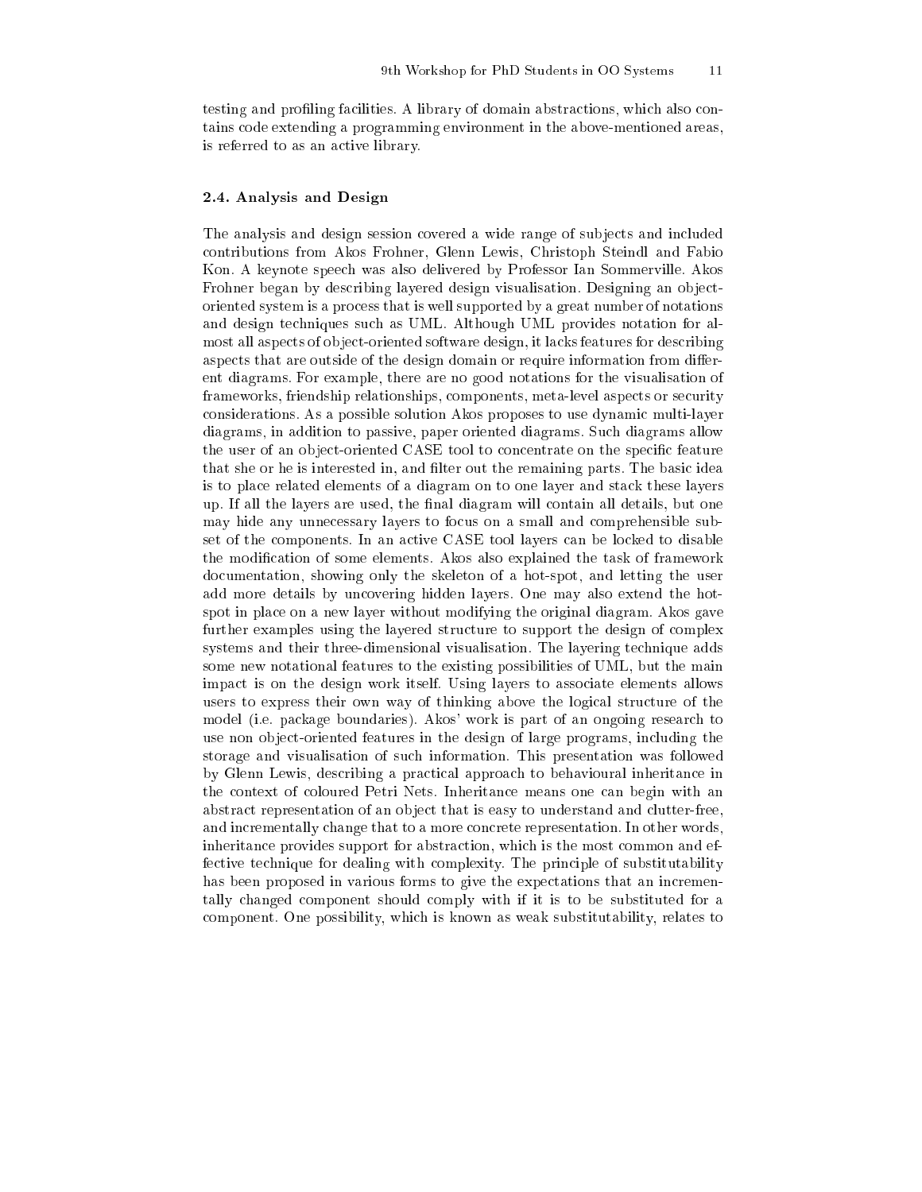testing and profiling facilities. A library of domain abstractions, which also contains code extending a programming environment in the above-mentioned areas, is referred to as an active library.

### 2.4. Analysis and Design

The analysis and design session covered a wide range of subjects and included contributions from Akos Frohner, Glenn Lewis, Christoph Steindl and Fabio Kon. A keynote speech was also delivered by Professor Ian Sommerville. Akos Frohner began by describing layered design visualisation. Designing an object-oriented system is a process that is well supported by a great number of notations and design techniques such as UML. Although UML provides notation for almost all aspects of object-oriented software design, it lacks features for describing aspects that are outside of the design domain or require information from different diagrams. For example, there are no good notations for the visualisation of frameworks, friendship relationships, components, meta-level aspects or security considerations. As a possible solution Akos proposes to use dynamic multi-layer diagrams, in addition to passive, paper oriented diagrams. Such diagrams allow the user of an object-oriented CASE tool to concentrate on the specific feature that she or he is interested in, and filter out the remaining parts. The basic idea is to place related elements of a diagram on to one layer and stack these layers up. If all the layers are used, the final diagram will contain all details, but one may hide any unnecessary layers to focus on a small and comprehensible subset of the components. In an active CASE tool layers can be locked to disable the modification of some elements. Akos also explained the task of framework documentation, showing only the skeleton of a hot-spot, and letting the user add more details by uncovering hidden layers. One may also extend the hot-spot in place on a new layer without modifying the original diagram. Akos gave further examples using the layered structure to support the design of complex systems and their three-dimensional visualisation. The layering technique adds some new notational features to the existing possibilities of UML, but the main impact is on the design work itself. Using layers to associate elements allows users to express their own way of thinking above the logical structure of the model (i.e. package boundaries). Akos' work is part of an ongoing research to use non object-oriented features in the design of large programs, including the storage and visualisation of such information. This presentation was followed by Glenn Lewis, describing a practical approach to behavioural inheritance in the context of coloured Petri Nets. Inheritance means one can begin with an abstract representation of an object that is easy to understand and clutter-free, and incrementally change that to a more concrete representation. In other words, inheritance provides support for abstraction, which is the most common and effective technique for dealing with complexity. The principle of substitutability has been proposed in various forms to give the expectations that an incrementally changed component should comply with if it is to be substituted for a component. One possibility, which is known as weak substitutability, relates to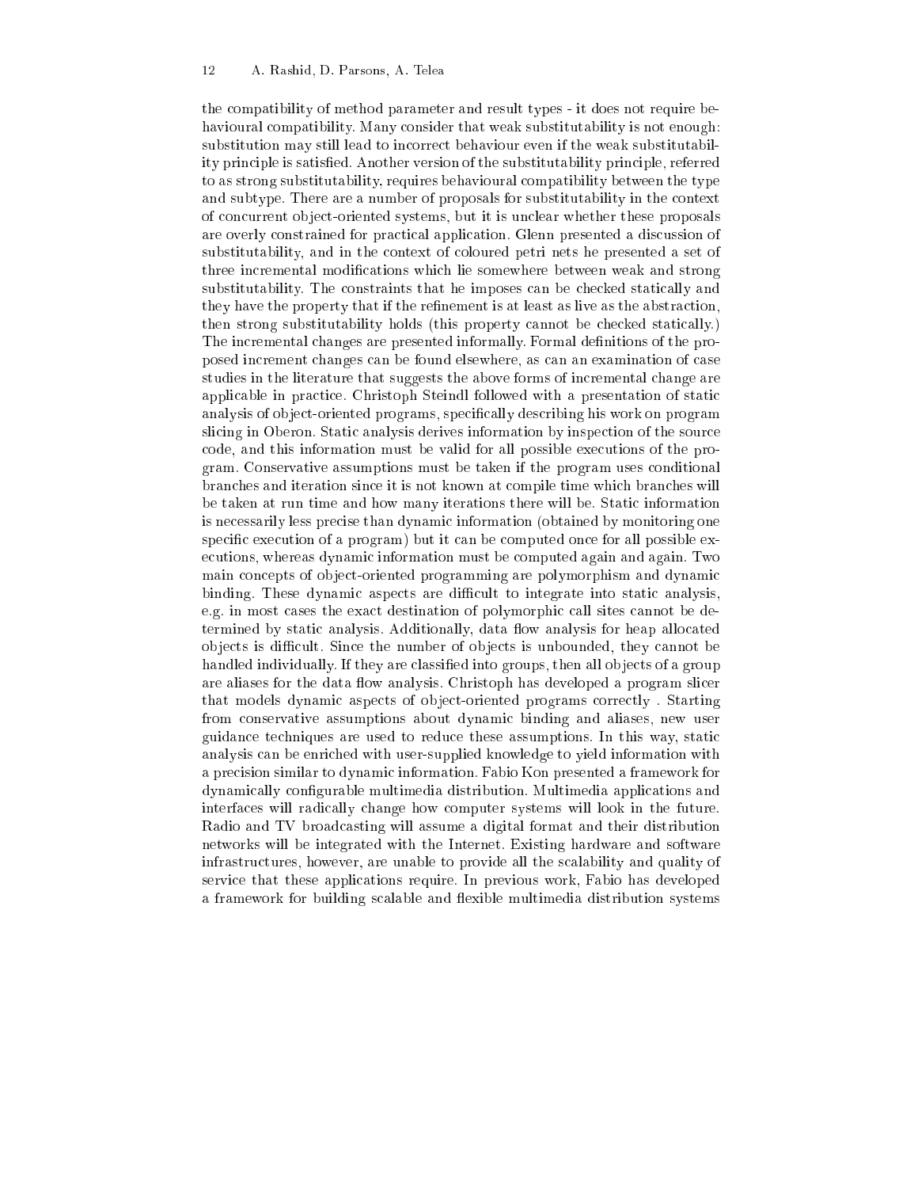the compatibility of method parameter and result types - it does not require behavioural compatibility. Many consider that weak substitutability is not enough: substitution may still lead to incorrect behaviour even if the weak substitutability principle is satisfied. Another version of the substitutability principle, referred to as strong substitutability, requires behavioural compatibility between the type and subtype. There are a number of proposals for substitutability in the context of concurrent object-oriented systems, but it is unclear whether these proposals are overly constrained for practical application. Glenn presented a discussion of substitutability, and in the context of coloured petri nets he presented a set of three incremental modifications which lie somewhere between weak and strong substitutability. The constraints that he imposes can be checked statically and they have the property that if the refinement is at least as live as the abstraction, then strong substitutability holds (this property cannot be checked statically.) The incremental changes are presented informally. Formal definitions of the proposed increment changes can be found elsewhere, as can an examination of case studies in the literature that suggests the above forms of incremental change are applicable in practice. Christoph Steindl followed with a presentation of static analysis of object-oriented programs, specifically describing his work on program slicing in Oberon. Static analysis derives information by inspection of the source code, and this information must be valid for all possible executions of the program. Conservative assumptions must be taken if the program uses conditional branches and iteration since it is not known at compile time which branches will be taken at run time and how many iterations there will be. Static information is necessarily less precise than dynamic information (obtained by monitoring one specific execution of a program) but it can be computed once for all possible executions, whereas dynamic information must be computed again and again. Two main concepts of object-oriented programming are polymorphism and dynamic binding. These dynamic aspects are difficult to integrate into static analysis, e.g. in most cases the exact destination of polymorphic call sites cannot be determined by static analysis. Additionally, data flow analysis for heap allocated objects is difficult. Since the number of objects is unbounded, they cannot be handled individually. If they are classified into groups, then all objects of a group are aliases for the data flow analysis. Christoph has developed a program slicer that models dynamic aspects of object-oriented programs correctly . Starting from conservative assumptions about dynamic binding and aliases, new user guidance techniques are used to reduce these assumptions. In this way, static analysis can be enriched with user-supplied knowledge to yield information with a precision similar to dynamic information. Fabio Kon presented a framework for dynamically configurable multimedia distribution. Multimedia applications and interfaces will radically change how computer systems will look in the future. Radio and TV broadcasting will assume a digital format and their distribution networks will be integrated with the Internet. Existing hardware and software infrastructures, however, are unable to provide all the scalability and quality of service that these applications require. In previous work, Fabio has developed a framework for building scalable and flexible multimedia distribution systems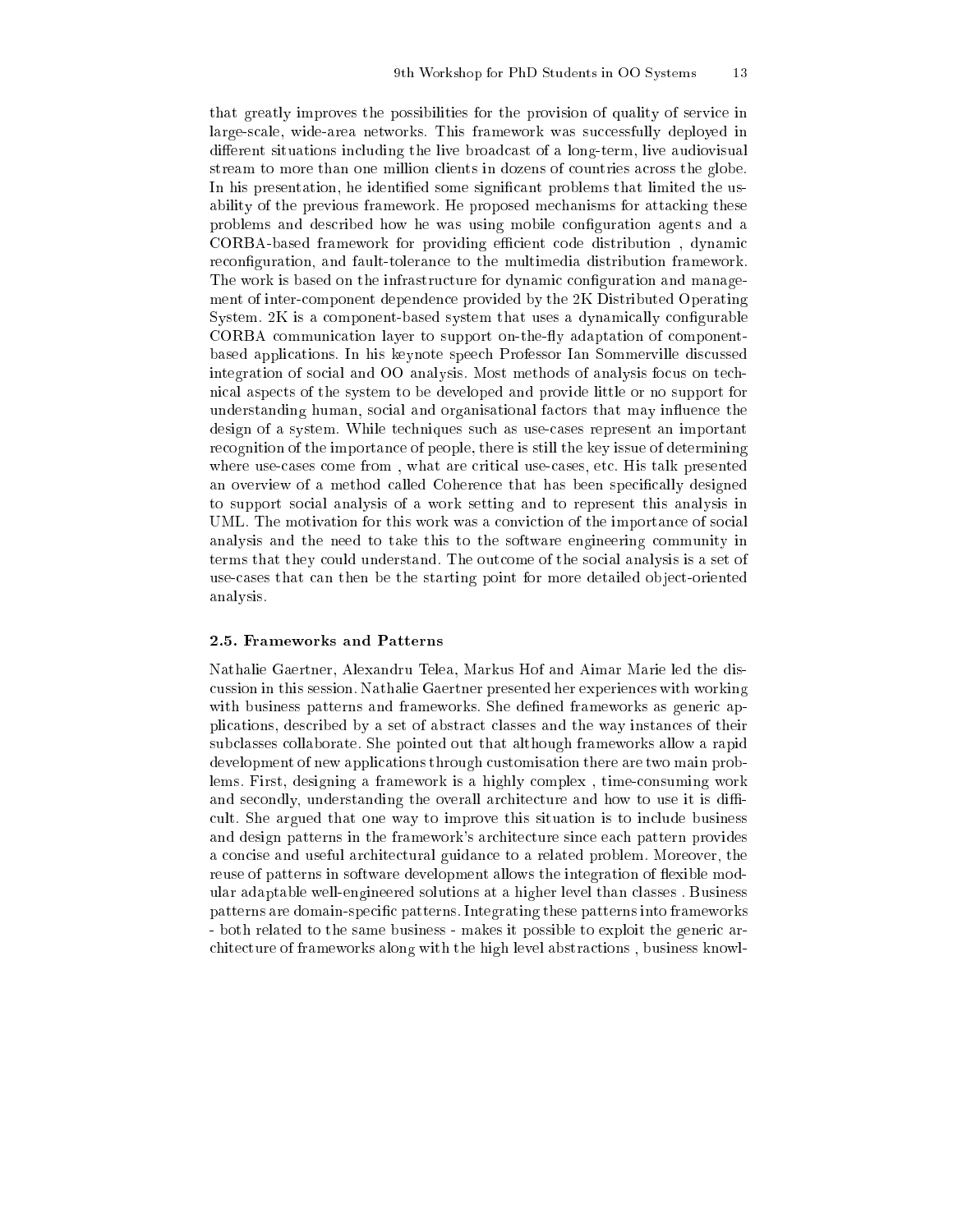that greatly improves the possibilities for the provision of quality of service in large-scale, wide-area networks. This framework was successfully deployed in different situations including the live broadcast of a long-term, live audiovisual stream to more than one million clients in dozens of countries across the globe. In his presentation, he identified some significant problems that limited the usability of the previous framework. He proposed mechanisms for attacking these problems and described how he was using mobile configuration agents and a CORBA-based framework for providing efficient code distribution , dynamic reconfiguration, and fault-tolerance to the multimedia distribution framework. The work is based on the infrastructure for dynamic configuration and management of inter-component dependence provided by the 2K Distributed Operating System. 2K is a component-based system that uses a dynamically configurable CORBA communication layer to support on-the-fly adaptation of component-based applications. In his keynote speech Professor Ian Sommerville discussed integration of social and OO analysis. Most methods of analysis focus on technical aspects of the system to be developed and provide little or no support for understanding human, social and organisational factors that may influence the design of a system. While techniques such as use-cases represent an important recognition of the importance of people, there is still the key issue of determining where use-cases come from , what are critical use-cases, etc. His talk presented an overview of a method called Coherence that has been specifically designed to support social analysis of a work setting and to represent this analysis in UML. The motivation for this work was a conviction of the importance of social analysis and the need to take this to the software engineering community in terms that they could understand. The outcome of the social analysis is a set of use-cases that can then be the starting point for more detailed object-oriented analysis.

### 2.5. Frameworks and Patterns

Nathalie Gaertner, Alexandru Telea, Markus Hof and Aimar Marie led the discussion in this session. Nathalie Gaertner presented her experiences with working with business patterns and frameworks. She defined frameworks as generic applications, described by a set of abstract classes and the way instances of their subclasses collaborate. She pointed out that although frameworks allow a rapid development of new applications through customisation there are two main problems. First, designing a framework is a highly complex , time-consuming work and secondly, understanding the overall architecture and how to use it is difficult. She argued that one way to improve this situation is to include business and design patterns in the framework's architecture since each pattern provides a concise and useful architectural guidance to a related problem. Moreover, the reuse of patterns in software development allows the integration of flexible modular adaptable well-engineered solutions at a higher level than classes . Business patterns are domain-specific patterns. Integrating these patterns into frameworks - both related to the same business - makes it possible to exploit the generic architecture of frameworks along with the high level abstractions , business knowl-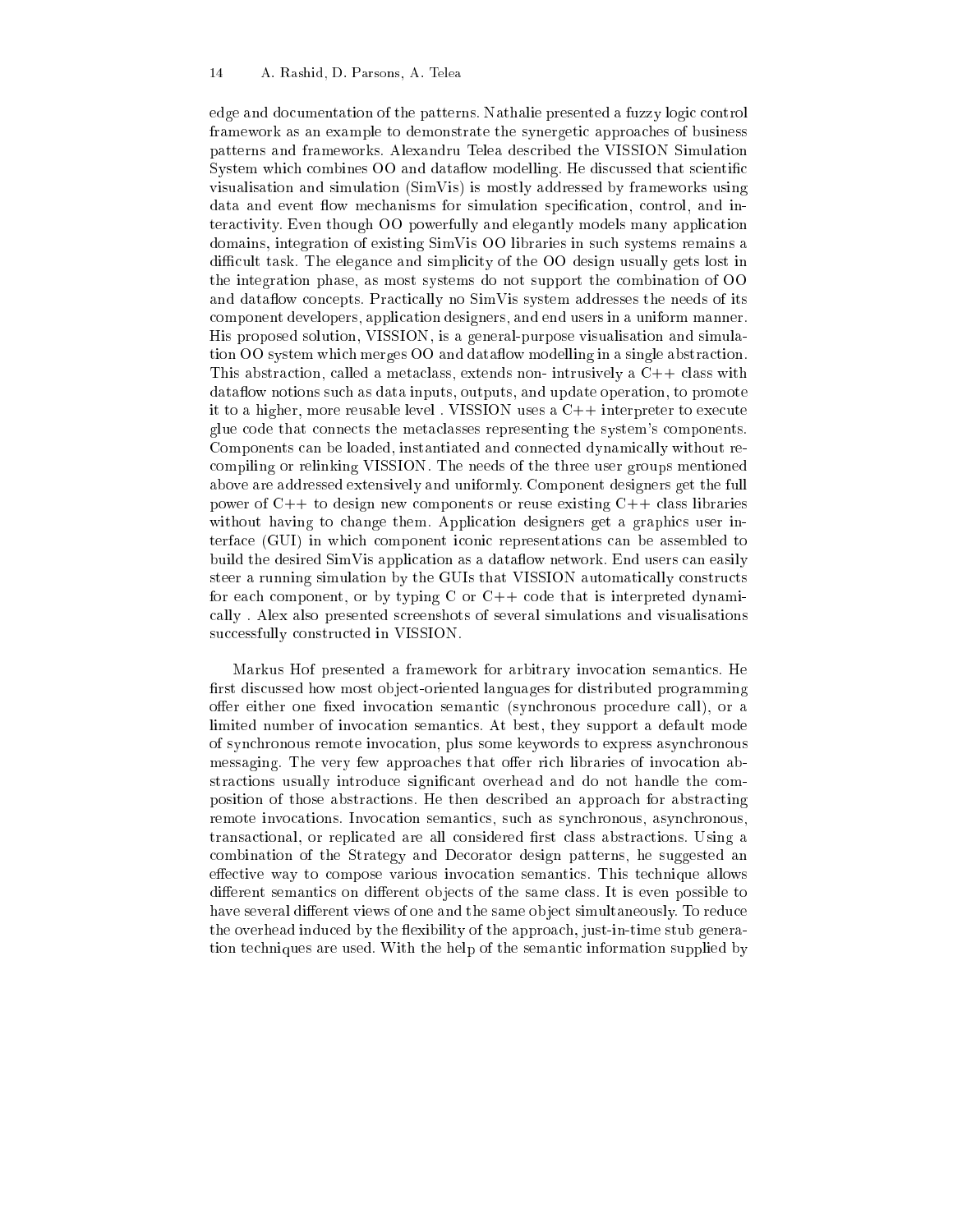edge and documentation of the patterns. Nathalie presented a fuzzy logic control framework as an example to demonstrate the synergetic approaches of business patterns and frameworks. Alexandru Telea described the VISSION Simulation System which combines OO and dataflow modelling. He discussed that scientific visualisation and simulation (SimVis) is mostly addressed by frameworks using data and event flow mechanisms for simulation specification, control, and interactivity. Even though OO powerfully and elegantly models many application domains, integration of existing SimVis OO libraries in such systems remains a difficult task. The elegance and simplicity of the OO design usually gets lost in the integration phase, as most systems do not support the combination of OO and dataflow concepts. Practically no SimVis system addresses the needs of its component developers, application designers, and end users in a uniform manner. His proposed solution, VISSION, is a general-purpose visualisation and simulation OO system which merges OO and dataflow modelling in a single abstraction. This abstraction, called a metaclass, extends non- intrusively a C++ class with dataflow notions such as data inputs, outputs, and update operation, to promote it to a higher, more reusable level . VISSION uses a C++ interpreter to execute glue code that connects the metaclasses representing the system's components. Components can be loaded, instantiated and connected dynamically without recompiling or relinking VISSION. The needs of the three user groups mentioned above are addressed extensively and uniformly. Component designers get the full power of C++ to design new components or reuse existing C++ class libraries without having to change them. Application designers get a graphics user interface (GUI) in which component iconic representations can be assembled to build the desired SimVis application as a dataflow network. End users can easily steer a running simulation by the GUIs that VISSION automatically constructs for each component, or by typing C or C++ code that is interpreted dynamically . Alex also presented screenshots of several simulations and visualisations successfully constructed in VISSION.

Markus Hof presented a framework for arbitrary invocation semantics. He first discussed how most object-oriented languages for distributed programming offer either one fixed invocation semantic (synchronous procedure call), or a limited number of invocation semantics. At best, they support a default mode of synchronous remote invocation, plus some keywords to express asynchronous messaging. The very few approaches that offer rich libraries of invocation abstractions usually introduce significant overhead and do not handle the composition of those abstractions. He then described an approach for abstracting remote invocations. Invocation semantics, such as synchronous, asynchronous, transactional, or replicated are all considered first class abstractions. Using a combination of the Strategy and Decorator design patterns, he suggested an effective way to compose various invocation semantics. This technique allows different semantics on different objects of the same class. It is even possible to have several different views of one and the same object simultaneously. To reduce the overhead induced by the flexibility of the approach, just-in-time stub generation techniques are used. With the help of the semantic information supplied by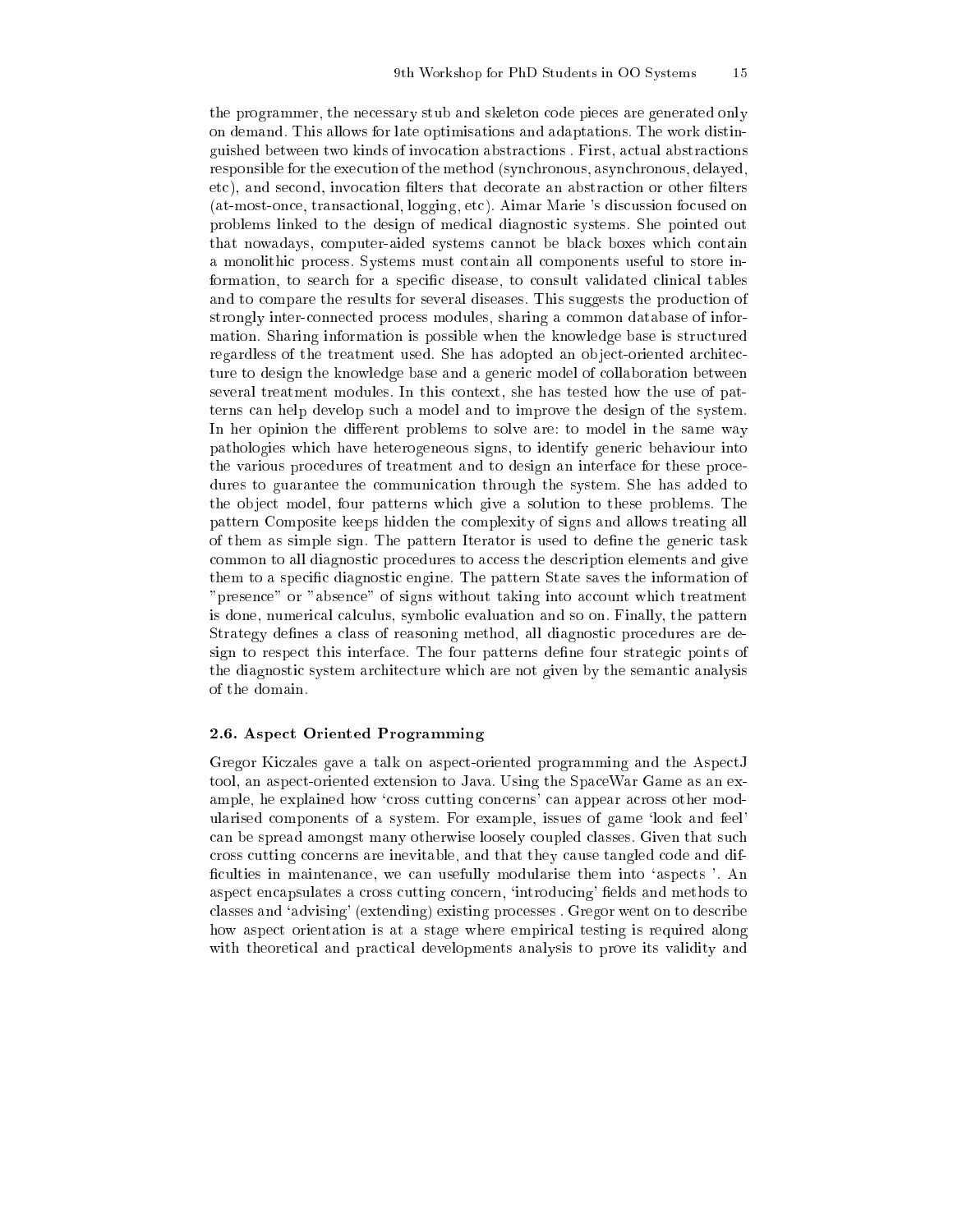the programmer, the necessary stub and skeleton code pieces are generated only on demand. This allows for late optimisations and adaptations. The work distinguished between two kinds of invocation abstractions . First, actual abstractions responsible for the execution of the method (synchronous, asynchronous, delayed, etc), and second, invocation filters that decorate an abstraction or other filters (at-most-once, transactional, logging, etc). Aimar Marie 's discussion focused on problems linked to the design of medical diagnostic systems. She pointed out that nowadays, computer-aided systems cannot be black boxes which contain a monolithic process. Systems must contain all components useful to store information, to search for a specific disease, to consult validated clinical tables and to compare the results for several diseases. This suggests the production of strongly inter-connected process modules, sharing a common database of information. Sharing information is possible when the knowledge base is structured regardless of the treatment used. She has adopted an object-oriented architecture to design the knowledge base and a generic model of collaboration between several treatment modules. In this context, she has tested how the use of patterns can help develop such a model and to improve the design of the system. In her opinion the different problems to solve are: to model in the same way pathologies which have heterogeneous signs, to identify generic behaviour into the various procedures of treatment and to design an interface for these procedures to guarantee the communication through the system. She has added to the object model, four patterns which give a solution to these problems. The pattern Composite keeps hidden the complexity of signs and allows treating all of them as simple sign. The pattern Iterator is used to define the generic task common to all diagnostic procedures to access the description elements and give them to a specific diagnostic engine. The pattern State saves the information of "presence" or "absence" of signs without taking into account which treatment is done, numerical calculus, symbolic evaluation and so on. Finally, the pattern Strategy defines a class of reasoning method, all diagnostic procedures are design to respect this interface. The four patterns define four strategic points of the diagnostic system architecture which are not given by the semantic analysis of the domain.

### 2.6. Aspect Oriented Programming

Gregor Kiczales gave a talk on aspect-oriented programming and the AspectJ tool, an aspect-oriented extension to Java. Using the SpaceWar Game as an example, he explained how 'cross cutting concerns' can appear across other modularised components of a system. For example, issues of game 'look and feel' can be spread amongst many otherwise loosely coupled classes. Given that such cross cutting concerns are inevitable, and that they cause tangled code and difficulties in maintenance, we can usefully modularise them into 'aspects '. An aspect encapsulates a cross cutting concern, 'introducing' fields and methods to classes and 'advising' (extending) existing processes . Gregor went on to describe how aspect orientation is at a stage where empirical testing is required along with theoretical and practical developments analysis to prove its validity and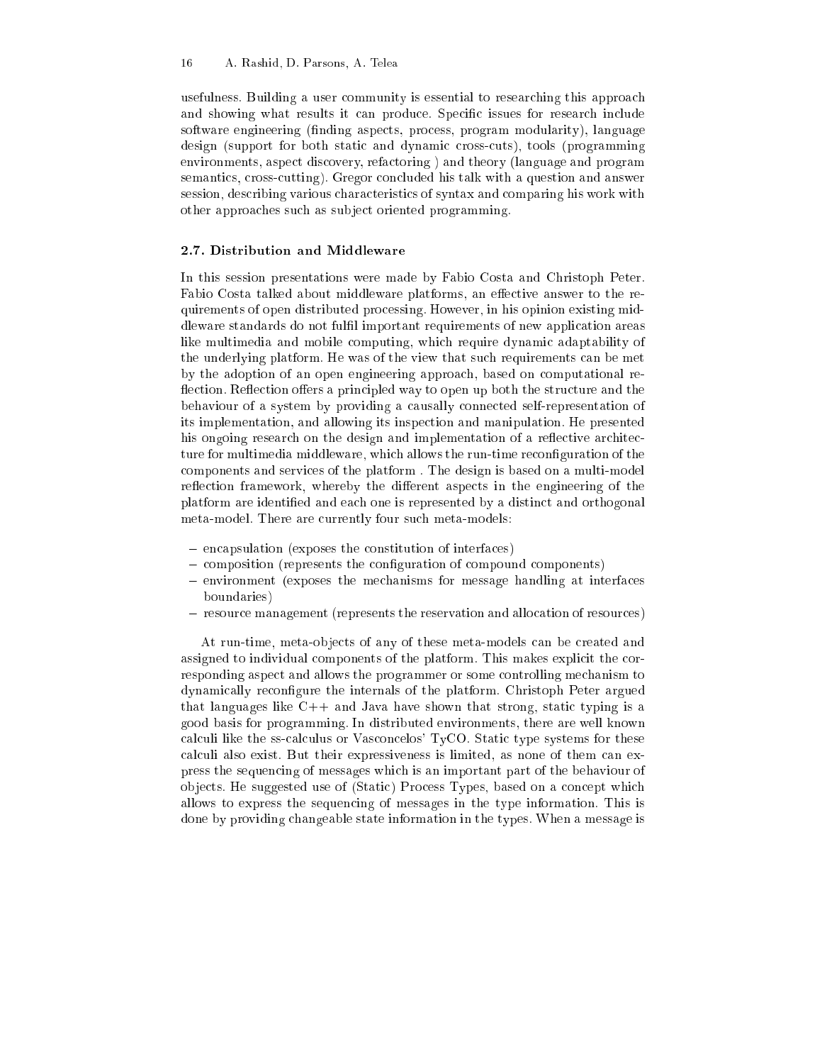usefulness. Building a user community is essential to researching this approach and showing what results it can produce. Specific issues for research include software engineering (finding aspects, process, program modularity), language design (support for both static and dynamic cross-cuts), tools (programming environments, aspect discovery, refactoring ) and theory (language and program semantics, cross-cutting). Gregor concluded his talk with a question and answer session, describing various characteristics of syntax and comparing his work with other approaches such as subject oriented programming.

### 2.7. Distribution and Middleware

In this session presentations were made by Fabio Costa and Christoph Peter. Fabio Costa talked about middleware platforms, an effective answer to the requirements of open distributed processing. However, in his opinion existing middleware standards do not fulfil important requirements of new application areas like multimedia and mobile computing, which require dynamic adaptability of the underlying platform. He was of the view that such requirements can be met by the adoption of an open engineering approach, based on computational reflection. Reflection offers a principled way to open up both the structure and the behaviour of a system by providing a causally connected self-representation of its implementation, and allowing its inspection and manipulation. He presented his ongoing research on the design and implementation of a reflective architecture for multimedia middleware, which allows the run-time reconfiguration of the components and services of the platform . The design is based on a multi-model reflection framework, whereby the different aspects in the engineering of the platform are identified and each one is represented by a distinct and orthogonal meta-model. There are currently four such meta-models:

- encapsulation (exposes the constitution of interfaces)
- composition (represents the configuration of compound components)
- environment (exposes the mechanisms for message handling at interfaces boundaries)
- resource management (represents the reservation and allocation of resources)

At run-time, meta-objects of any of these meta-models can be created and assigned to individual components of the platform. This makes explicit the corresponding aspect and allows the programmer or some controlling mechanism to dynamically reconfigure the internals of the platform. Christoph Peter argued that languages like C++ and Java have shown that strong, static typing is a good basis for programming. In distributed environments, there are well known calculi like the ss-calculus or Vasconcelos' TyCO. Static type systems for these calculi also exist. But their expressiveness is limited, as none of them can express the sequencing of messages which is an important part of the behaviour of objects. He suggested use of (Static) Process Types, based on a concept which allows to express the sequencing of messages in the type information. This is done by providing changeable state information in the types. When a message is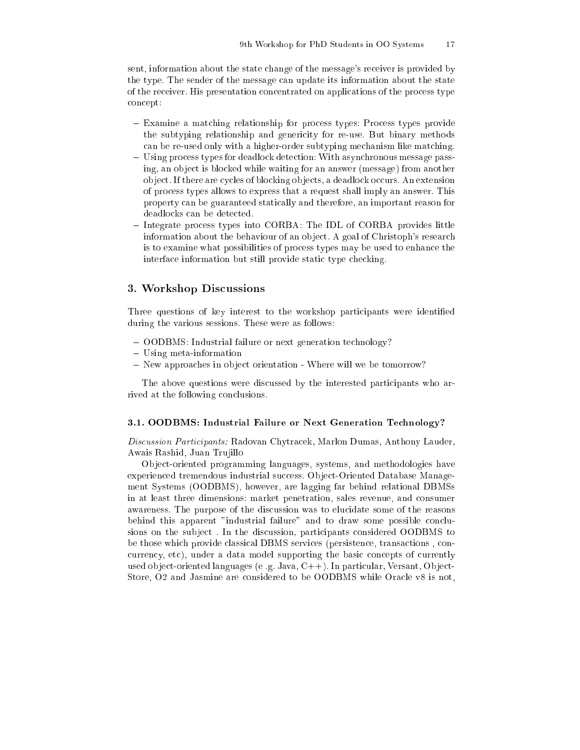sent, information about the state change of the message's receiver is provided by the type. The sender of the message can update its information about the state of the receiver. His presentation concentrated on applications of the process type concept:

- Examine a matching relationship for process types: Process types provide the subtyping relationship and genericity for re-use. But binary methods can be re-used only with a higher-order subtyping mechanism like matching.
- Using process types for deadlock detection: With asynchronous message passing, an object is blocked while waiting for an answer (message) from another object. If there are cycles of blocking objects, a deadlock occurs. An extension of process types allows to express that a request shall imply an answer. This property can be guaranteed statically and therefore, an important reason for deadlocks can be detected.
- Integrate process types into CORBA: The IDL of CORBA provides little information about the behaviour of an object. A goal of Christoph's research is to examine what possibilities of process types may be used to enhance the interface information but still provide static type checking.

## 3. Workshop Discussions

Three questions of key interest to the workshop participants were identified during the various sessions. These were as follows:

- OODBMS: Industrial failure or next generation technology?
- Using meta-information
- New approaches in object orientation - Where will we be tomorrow?

The above questions were discussed by the interested participants who arrived at the following conclusions.

### 3.1. OODBMS: Industrial Failure or Next Generation Technology?

*Discussion Participants:* Radovan Chytracek, Marlon Dumas, Anthony Lauder, Awais Rashid, Juan Trujillo

Object-oriented programming languages, systems, and methodologies have experienced tremendous industrial success. Object-Oriented Database Management Systems (OODBMS), however, are lagging far behind relational DBMSs in at least three dimensions: market penetration, sales revenue, and consumer awareness. The purpose of the discussion was to elucidate some of the reasons behind this apparent "industrial failure" and to draw some possible conclusions on the subject . In the discussion, participants considered OODBMS to be those which provide classical DBMS services (persistence, transactions , concurrency, etc), under a data model supporting the basic concepts of currently used object-oriented languages (e .g. Java, C++). In particular, Versant, ObjectStore, O2 and Jasmine are considered to be OODBMS while Oracle v8 is not,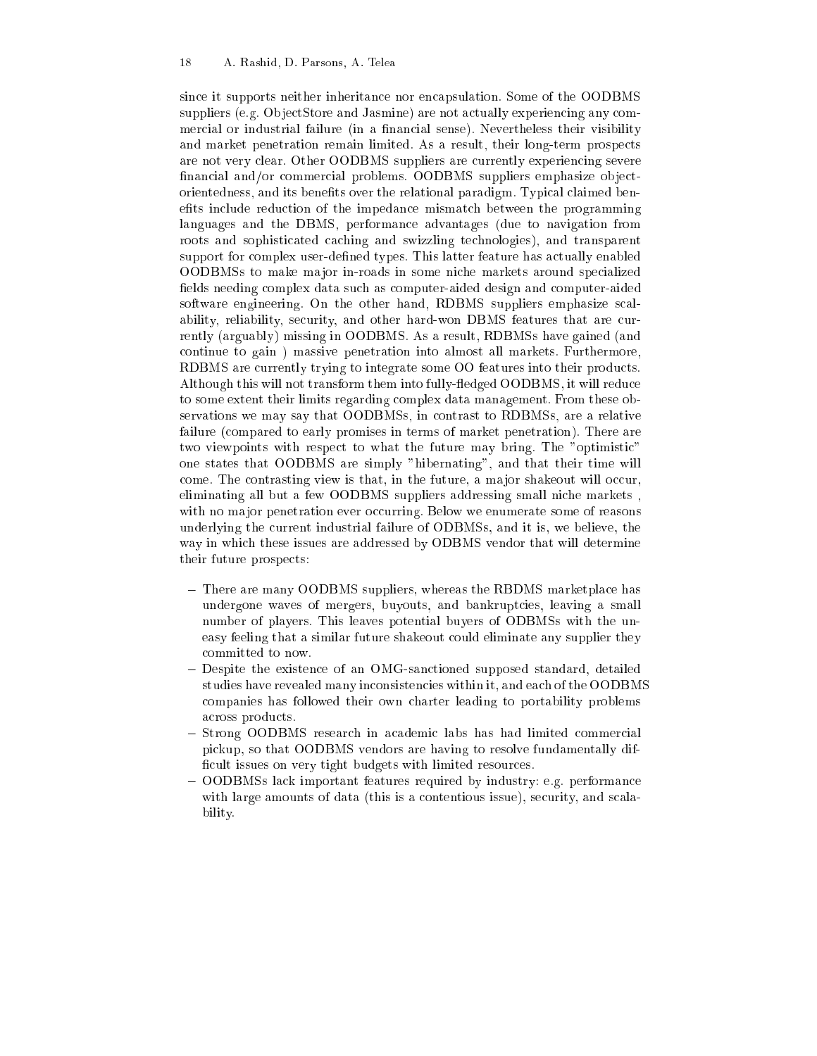since it supports neither inheritance nor encapsulation. Some of the OODBMS suppliers (e.g. ObjectStore and Jasmine) are not actually experiencing any commercial or industrial failure (in a financial sense). Nevertheless their visibility and market penetration remain limited. As a result, their long-term prospects are not very clear. Other OODBMS suppliers are currently experiencing severe financial and/or commercial problems. OODBMS suppliers emphasize object-orientedness, and its benefits over the relational paradigm. Typical claimed benefits include reduction of the impedance mismatch between the programming languages and the DBMS, performance advantages (due to navigation from roots and sophisticated caching and swizzling technologies), and transparent support for complex user-defined types. This latter feature has actually enabled OODBMSs to make major in-roads in some niche markets around specialized fields needing complex data such as computer-aided design and computer-aided software engineering. On the other hand, RDBMS suppliers emphasize scalability, reliability, security, and other hard-won DBMS features that are currently (arguably) missing in OODBMS. As a result, RDBMSs have gained (and continue to gain ) massive penetration into almost all markets. Furthermore, RDBMS are currently trying to integrate some OO features into their products. Although this will not transform them into fully-fledged OODBMS, it will reduce to some extent their limits regarding complex data management. From these observations we may say that OODBMSs, in contrast to RDBMSs, are a relative failure (compared to early promises in terms of market penetration). There are two viewpoints with respect to what the future may bring. The "optimistic" one states that OODBMS are simply "hibernating", and that their time will come. The contrasting view is that, in the future, a major shakeout will occur, eliminating all but a few OODBMS suppliers addressing small niche markets , with no major penetration ever occurring. Below we enumerate some of reasons underlying the current industrial failure of ODBMSs, and it is, we believe, the way in which these issues are addressed by ODBMS vendor that will determine their future prospects:

- There are many OODBMS suppliers, whereas the RBDMS marketplace has undergone waves of mergers, buyouts, and bankruptcies, leaving a small number of players. This leaves potential buyers of ODBMSs with the uneasy feeling that a similar future shakeout could eliminate any supplier they committed to now.
- Despite the existence of an OMG-sanctioned supposed standard, detailed studies have revealed many inconsistencies within it, and each of the OODBMS companies has followed their own charter leading to portability problems across products.
- Strong OODBMS research in academic labs has had limited commercial pickup, so that OODBMS vendors are having to resolve fundamentally difficult issues on very tight budgets with limited resources.
- OODBMSs lack important features required by industry: e.g. performance with large amounts of data (this is a contentious issue), security, and scalability.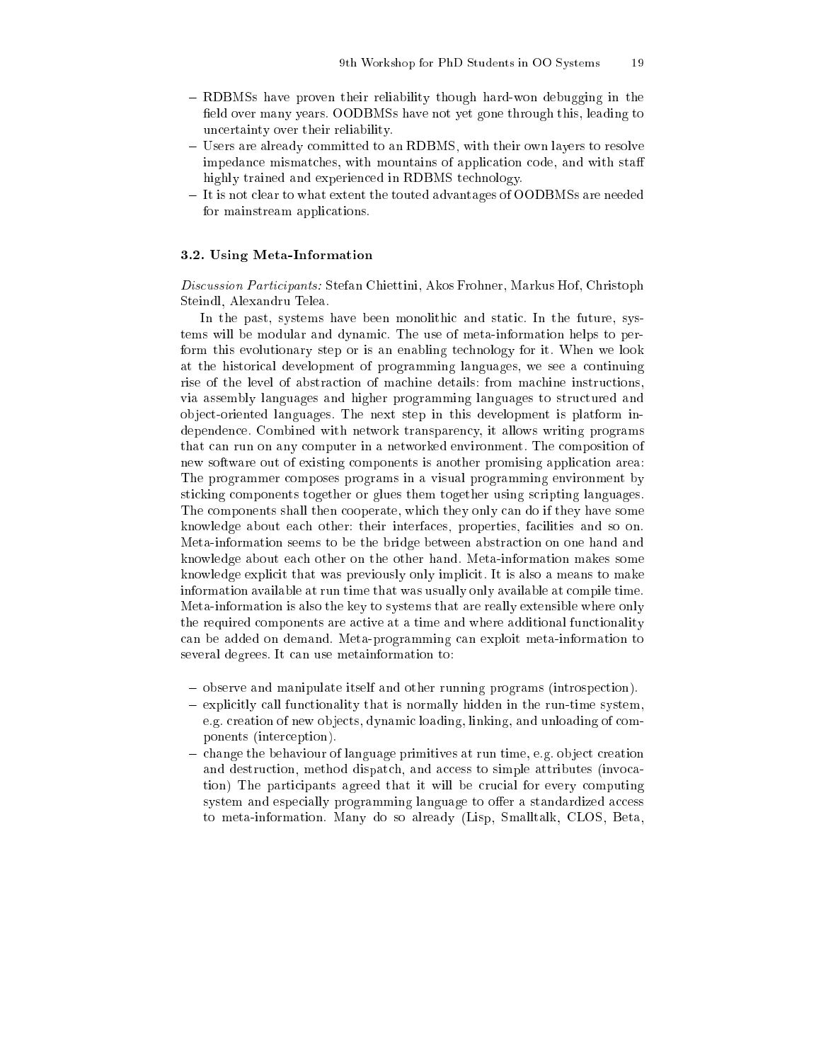- RDBMSs have proven their reliability though hard-won debugging in the field over many years. OODBMSs have not yet gone through this, leading to uncertainty over their reliability.
- Users are already committed to an RDBMS, with their own layers to resolve impedance mismatches, with mountains of application code, and with staff highly trained and experienced in RDBMS technology.
- It is not clear to what extent the touted advantages of OODBMSs are needed for mainstream applications.

### 3.2. Using Meta-Information

*Discussion Participants:* Stefan Chiettini, Akos Frohner, Markus Hof, Christoph Steindl, Alexandru Telea.

In the past, systems have been monolithic and static. In the future, systems will be modular and dynamic. The use of meta-information helps to perform this evolutionary step or is an enabling technology for it. When we look at the historical development of programming languages, we see a continuing rise of the level of abstraction of machine details: from machine instructions, via assembly languages and higher programming languages to structured and object-oriented languages. The next step in this development is platform independence. Combined with network transparency, it allows writing programs that can run on any computer in a networked environment. The composition of new software out of existing components is another promising application area: The programmer composes programs in a visual programming environment by sticking components together or glues them together using scripting languages. The components shall then cooperate, which they only can do if they have some knowledge about each other: their interfaces, properties, facilities and so on. Meta-information seems to be the bridge between abstraction on one hand and knowledge about each other on the other hand. Meta-information makes some knowledge explicit that was previously only implicit. It is also a means to make information available at run time that was usually only available at compile time. Meta-information is also the key to systems that are really extensible where only the required components are active at a time and where additional functionality can be added on demand. Meta-programming can exploit meta-information to several degrees. It can use metainformation to:

- observe and manipulate itself and other running programs (introspection).
- explicitly call functionality that is normally hidden in the run-time system, e.g. creation of new objects, dynamic loading, linking, and unloading of components (interception).
- change the behaviour of language primitives at run time, e.g. object creation and destruction, method dispatch, and access to simple attributes (invocation) The participants agreed that it will be crucial for every computing system and especially programming language to offer a standardized access to meta-information. Many do so already (Lisp, Smalltalk, CLOS, Beta,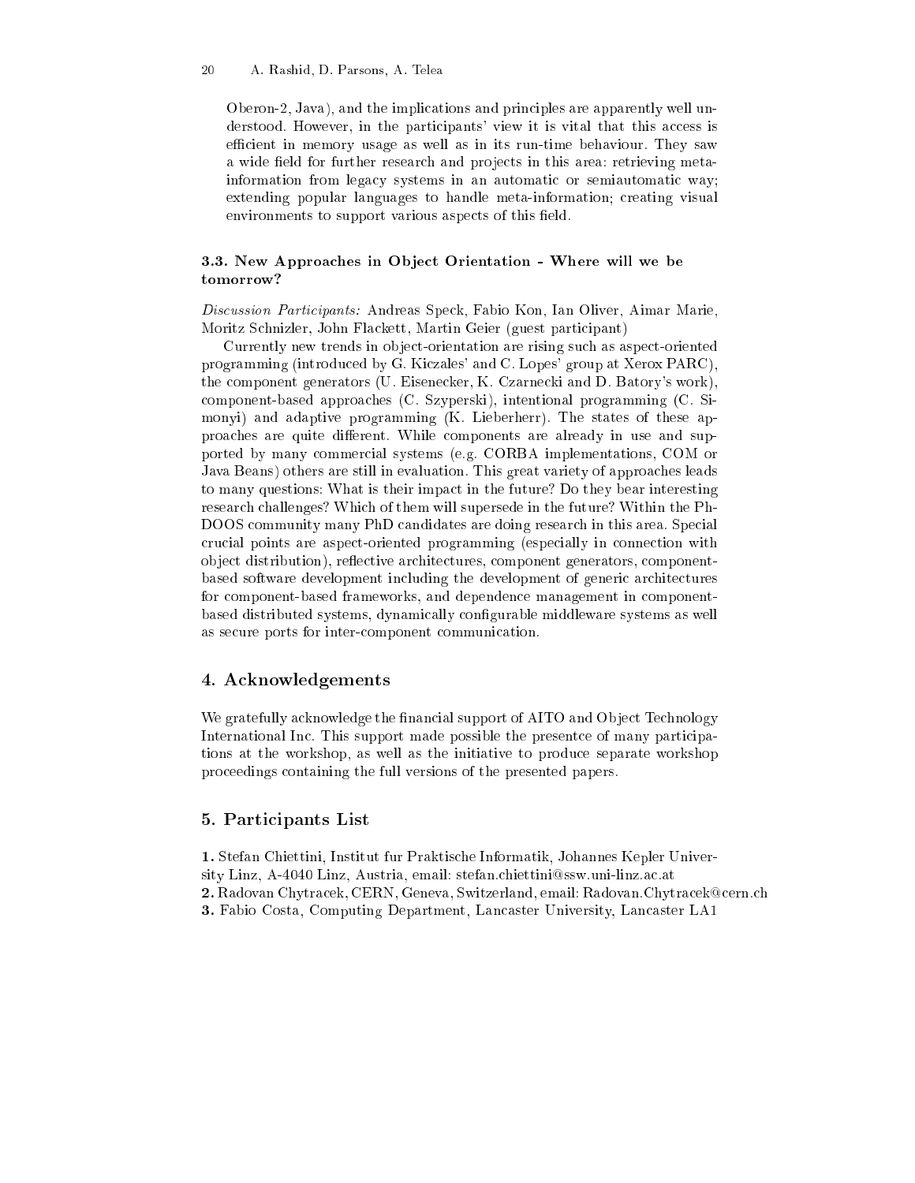Oberon-2, Java), and the implications and principles are apparently well understood. However, in the participants' view it is vital that this access is efficient in memory usage as well as in its run-time behaviour. They saw a wide field for further research and projects in this area: retrieving meta-information from legacy systems in an automatic or semiautomatic way; extending popular languages to handle meta-information; creating visual environments to support various aspects of this field.

### 3.3. New Approaches in Object Orientation - Where will we be tomorrow?

*Discussion Participants:* Andreas Speck, Fabio Kon, Ian Oliver, Aimar Marie, Moritz Schnizler, John Flackett, Martin Geier (guest participant)

Currently new trends in object-orientation are rising such as aspect-oriented programming (introduced by G. Kiczales' and C. Lopes' group at Xerox PARC), the component generators (U. Eisenecker, K. Czarnecki and D. Batory's work), component-based approaches (C. Szyperski), intentional programming (C. Simonyi) and adaptive programming (K. Lieberherr). The states of these approaches are quite different. While components are already in use and supported by many commercial systems (e.g. CORBA implementations, COM or Java Beans) others are still in evaluation. This great variety of approaches leads to many questions: What is their impact in the future? Do they bear interesting research challenges? Which of them will supersede in the future? Within the PhDOOS community many PhD candidates are doing research in this area. Special crucial points are aspect-oriented programming (especially in connection with object distribution), reflective architectures, component generators, component-based software development including the development of generic architectures for component-based frameworks, and dependence management in component-based distributed systems, dynamically configurable middleware systems as well as secure ports for inter-component communication.

## 4. Acknowledgements

We gratefully acknowledge the financial support of AITO and Object Technology International Inc. This support made possible the presentce of many participations at the workshop, as well as the initiative to produce separate workshop proceedings containing the full versions of the presented papers.

## 5. Participants List

**1.** Stefan Chiettini, Institut fur Praktische Informatik, Johannes Kepler University Linz, A-4040 Linz, Austria, email: stefan.chiettini@ssw.uni-linz.ac.at
**2.** Radovan Chytracek, CERN, Geneva, Switzerland, email: Radovan.Chytracek@cern.ch
**3.** Fabio Costa, Computing Department, Lancaster University, Lancaster LA1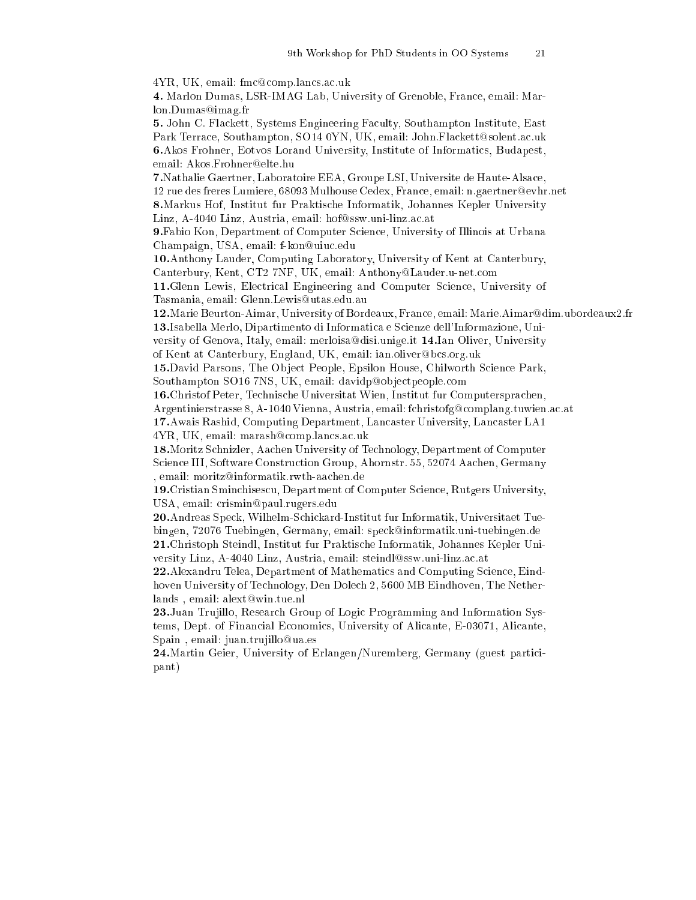4YR, UK, email: fmc@comp.lancs.ac.uk

**4.** Marlon Dumas, LSR-IMAG Lab, University of Grenoble, France, email: Marlon.Dumas@imag.fr

**5.** John C. Flackett, Systems Engineering Faculty, Southampton Institute, East Park Terrace, Southampton, SO14 0YN, UK, email: John.Flackett@solent.ac.uk

**6.**Akos Frohner, Eotvos Lorand University, Institute of Informatics, Budapest, email: Akos.Frohner@elte.hu

**7.**Nathalie Gaertner, Laboratoire EEA, Groupe LSI, Universite de Haute-Alsace, 12 rue des freres Lumiere, 68093 Mulhouse Cedex, France, email: n.gaertner@evhr.net

**8.**Markus Hof, Institut fur Praktische Informatik, Johannes Kepler University Linz, A-4040 Linz, Austria, email: hof@ssw.uni-linz.ac.at

**9.**Fabio Kon, Department of Computer Science, University of Illinois at Urbana Champaign, USA, email: f-kon@uiuc.edu

**10.**Anthony Lauder, Computing Laboratory, University of Kent at Canterbury, Canterbury, Kent, CT2 7NF, UK, email: Anthony@Lauder.u-net.com

**11.**Glenn Lewis, Electrical Engineering and Computer Science, University of Tasmania, email: Glenn.Lewis@utas.edu.au

**12.**Marie Beurton-Aimar, University of Bordeaux, France, email: Marie.Aimar@dim.ubordeaux2.fr

**13.**Isabella Merlo, Dipartimento di Informatica e Scienze dell'Informazione, University of Genova, Italy, email: merloisa@disi.unige.it **14.**Ian Oliver, University of Kent at Canterbury, England, UK, email: ian.oliver@bcs.org.uk

**15.**David Parsons, The Object People, Epsilon House, Chilworth Science Park, Southampton SO16 7NS, UK, email: davidp@objectpeople.com

**16.**Christof Peter, Technische Universitat Wien, Institut fur Computersprachen, Argentinierstrasse 8, A-1040 Vienna, Austria, email: fchristofg@complang.tuwien.ac.at

**17.**Awais Rashid, Computing Department, Lancaster University, Lancaster LA1 4YR, UK, email: marash@comp.lancs.ac.uk

**18.**Moritz Schnizler, Aachen University of Technology, Department of Computer Science III, Software Construction Group, Ahornstr. 55, 52074 Aachen, Germany , email: moritz@informatik.rwth-aachen.de

**19.**Cristian Sminchisescu, Department of Computer Science, Rutgers University, USA, email: crismin@paul.rugers.edu

**20.**Andreas Speck, Wilhelm-Schickard-Institut fur Informatik, Universitaet Tuebingen, 72076 Tuebingen, Germany, email: speck@informatik.uni-tuebingen.de

**21.**Christoph Steindl, Institut fur Praktische Informatik, Johannes Kepler University Linz, A-4040 Linz, Austria, email: steindl@ssw.uni-linz.ac.at

**22.**Alexandru Telea, Department of Mathematics and Computing Science, Eindhoven University of Technology, Den Dolech 2, 5600 MB Eindhoven, The Netherlands , email: alext@win.tue.nl

**23.**Juan Trujillo, Research Group of Logic Programming and Information Systems, Dept. of Financial Economics, University of Alicante, E-03071, Alicante, Spain , email: juan.trujillo@ua.es

**24.**Martin Geier, University of Erlangen/Nuremberg, Germany (guest participant)